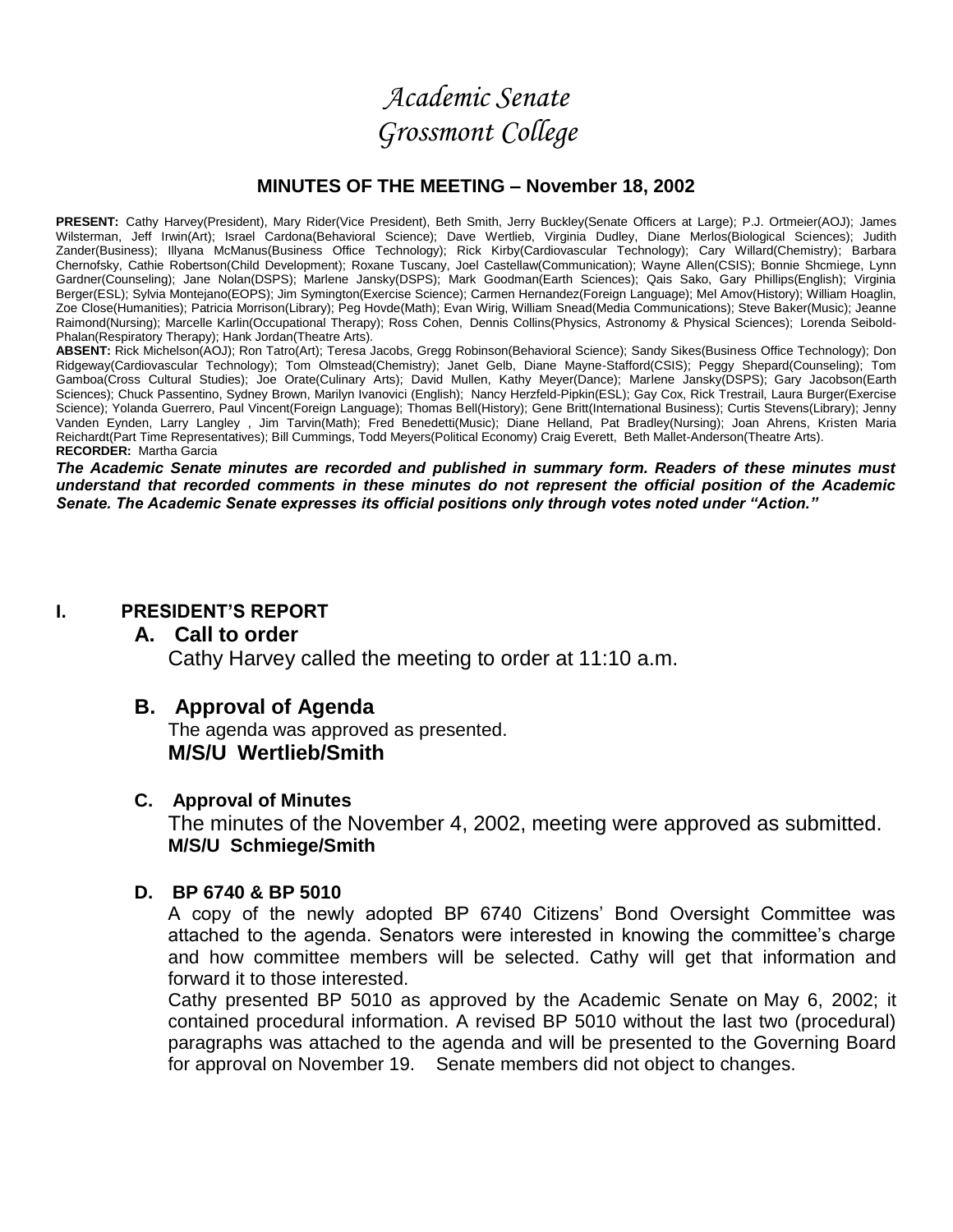# *Academic Senate*
# *Grossmont College*

## MINUTES OF THE MEETING – November 18, 2002

**PRESENT:** Cathy Harvey(President), Mary Rider(Vice President), Beth Smith, Jerry Buckley(Senate Officers at Large); P.J. Ortmeier(AOJ); James Wilsterman, Jeff Irwin(Art); Israel Cardona(Behavioral Science); Dave Wertlieb, Virginia Dudley, Diane Merlos(Biological Sciences); Judith Zander(Business); Illyana McManus(Business Office Technology); Rick Kirby(Cardiovascular Technology); Cary Willard(Chemistry); Barbara Chernofsky, Cathie Robertson(Child Development); Roxane Tuscany, Joel Castellaw(Communication); Wayne Allen(CSIS); Bonnie Shcmiege, Lynn Gardner(Counseling); Jane Nolan(DSPS); Marlene Jansky(DSPS); Mark Goodman(Earth Sciences); Qais Sako, Gary Phillips(English); Virginia Berger(ESL); Sylvia Montejano(EOPS); Jim Symington(Exercise Science); Carmen Hernandez(Foreign Language); Mel Amov(History); William Hoaglin, Zoe Close(Humanities); Patricia Morrison(Library); Peg Hovde(Math); Evan Wirig, William Snead(Media Communications); Steve Baker(Music); Jeanne Raimond(Nursing); Marcelle Karlin(Occupational Therapy); Ross Cohen, Dennis Collins(Physics, Astronomy & Physical Sciences); Lorenda Seibold-Phalan(Respiratory Therapy); Hank Jordan(Theatre Arts).

**ABSENT:** Rick Michelson(AOJ); Ron Tatro(Art); Teresa Jacobs, Gregg Robinson(Behavioral Science); Sandy Sikes(Business Office Technology); Don Ridgeway(Cardiovascular Technology); Tom Olmstead(Chemistry); Janet Gelb, Diane Mayne-Stafford(CSIS); Peggy Shepard(Counseling); Tom Gamboa(Cross Cultural Studies); Joe Orate(Culinary Arts); David Mullen, Kathy Meyer(Dance); Marlene Jansky(DSPS); Gary Jacobson(Earth Sciences); Chuck Passentino, Sydney Brown, Marilyn Ivanovici (English); Nancy Herzfeld-Pipkin(ESL); Gay Cox, Rick Trestrail, Laura Burger(Exercise Science); Yolanda Guerrero, Paul Vincent(Foreign Language); Thomas Bell(History); Gene Britt(International Business); Curtis Stevens(Library); Jenny Vanden Eynden, Larry Langley , Jim Tarvin(Math); Fred Benedetti(Music); Diane Helland, Pat Bradley(Nursing); Joan Ahrens, Kristen Maria Reichardt(Part Time Representatives); Bill Cummings, Todd Meyers(Political Economy) Craig Everett, Beth Mallet-Anderson(Theatre Arts).

**RECORDER:** Martha Garcia

***The Academic Senate minutes are recorded and published in summary form. Readers of these minutes must understand that recorded comments in these minutes do not represent the official position of the Academic Senate. The Academic Senate expresses its official positions only through votes noted under "Action."***

## I. PRESIDENT'S REPORT

### A. Call to order

Cathy Harvey called the meeting to order at 11:10 a.m.

### B. Approval of Agenda

The agenda was approved as presented.
**M/S/U Wertlieb/Smith**

### C. Approval of Minutes

The minutes of the November 4, 2002, meeting were approved as submitted.
**M/S/U Schmiege/Smith**

### D. BP 6740 & BP 5010

A copy of the newly adopted BP 6740 Citizens' Bond Oversight Committee was attached to the agenda. Senators were interested in knowing the committee's charge and how committee members will be selected. Cathy will get that information and forward it to those interested.

Cathy presented BP 5010 as approved by the Academic Senate on May 6, 2002; it contained procedural information. A revised BP 5010 without the last two (procedural) paragraphs was attached to the agenda and will be presented to the Governing Board for approval on November 19. Senate members did not object to changes.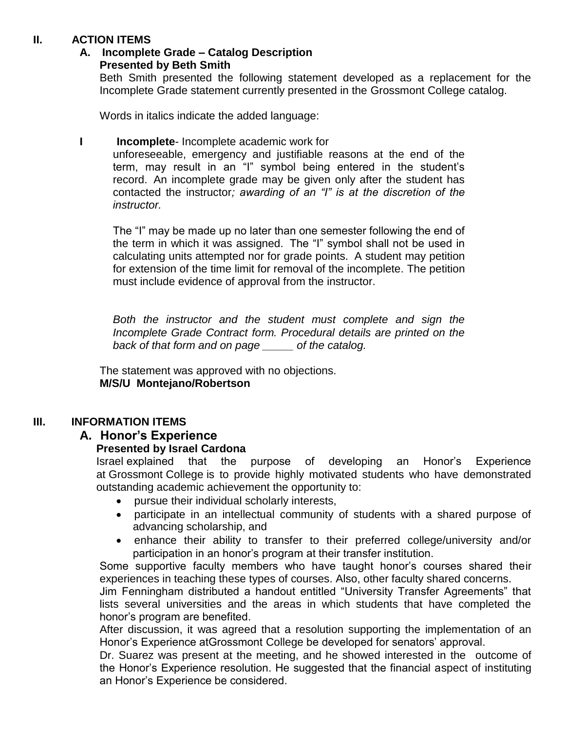## II. ACTION ITEMS

### A. Incomplete Grade – Catalog Description

**Presented by Beth Smith**

Beth Smith presented the following statement developed as a replacement for the Incomplete Grade statement currently presented in the Grossmont College catalog.

Words in italics indicate the added language:

> **I** **Incomplete**- Incomplete academic work for unforeseeable, emergency and justifiable reasons at the end of the term, may result in an "I" symbol being entered in the student's record. An incomplete grade may be given only after the student has contacted the instructor*; awarding of an "I" is at the discretion of the instructor.*
>
> The "I" may be made up no later than one semester following the end of the term in which it was assigned. The "I" symbol shall not be used in calculating units attempted nor for grade points. A student may petition for extension of the time limit for removal of the incomplete. The petition must include evidence of approval from the instructor.
>
> *Both the instructor and the student must complete and sign the Incomplete Grade Contract form. Procedural details are printed on the back of that form and on page _____ of the catalog.*

The statement was approved with no objections.
**M/S/U Montejano/Robertson**

## III. INFORMATION ITEMS

### A. Honor's Experience

**Presented by Israel Cardona**

Israel explained that the purpose of developing an Honor's Experience at Grossmont College is to provide highly motivated students who have demonstrated outstanding academic achievement the opportunity to:

- pursue their individual scholarly interests,
- participate in an intellectual community of students with a shared purpose of advancing scholarship, and
- enhance their ability to transfer to their preferred college/university and/or participation in an honor's program at their transfer institution.

Some supportive faculty members who have taught honor's courses shared their experiences in teaching these types of courses. Also, other faculty shared concerns.

Jim Fenningham distributed a handout entitled "University Transfer Agreements" that lists several universities and the areas in which students that have completed the honor's program are benefited.

After discussion, it was agreed that a resolution supporting the implementation of an Honor's Experience atGrossmont College be developed for senators' approval.

Dr. Suarez was present at the meeting, and he showed interested in the outcome of the Honor's Experience resolution. He suggested that the financial aspect of instituting an Honor's Experience be considered.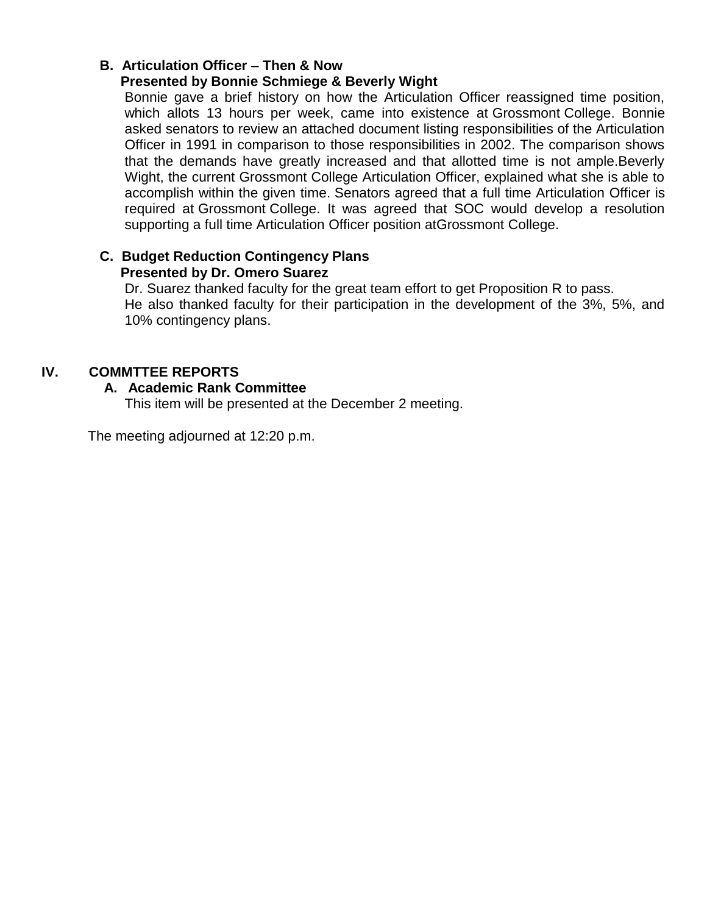**B. Articulation Officer – Then & Now**
**Presented by Bonnie Schmiege & Beverly Wight**

Bonnie gave a brief history on how the Articulation Officer reassigned time position, which allots 13 hours per week, came into existence at Grossmont College. Bonnie asked senators to review an attached document listing responsibilities of the Articulation Officer in 1991 in comparison to those responsibilities in 2002. The comparison shows that the demands have greatly increased and that allotted time is not ample.Beverly Wight, the current Grossmont College Articulation Officer, explained what she is able to accomplish within the given time. Senators agreed that a full time Articulation Officer is required at Grossmont College. It was agreed that SOC would develop a resolution supporting a full time Articulation Officer position atGrossmont College.

**C. Budget Reduction Contingency Plans**
**Presented by Dr. Omero Suarez**

Dr. Suarez thanked faculty for the great team effort to get Proposition R to pass.
He also thanked faculty for their participation in the development of the 3%, 5%, and 10% contingency plans.

## IV. COMMTTEE REPORTS

**A. Academic Rank Committee**

This item will be presented at the December 2 meeting.

The meeting adjourned at 12:20 p.m.